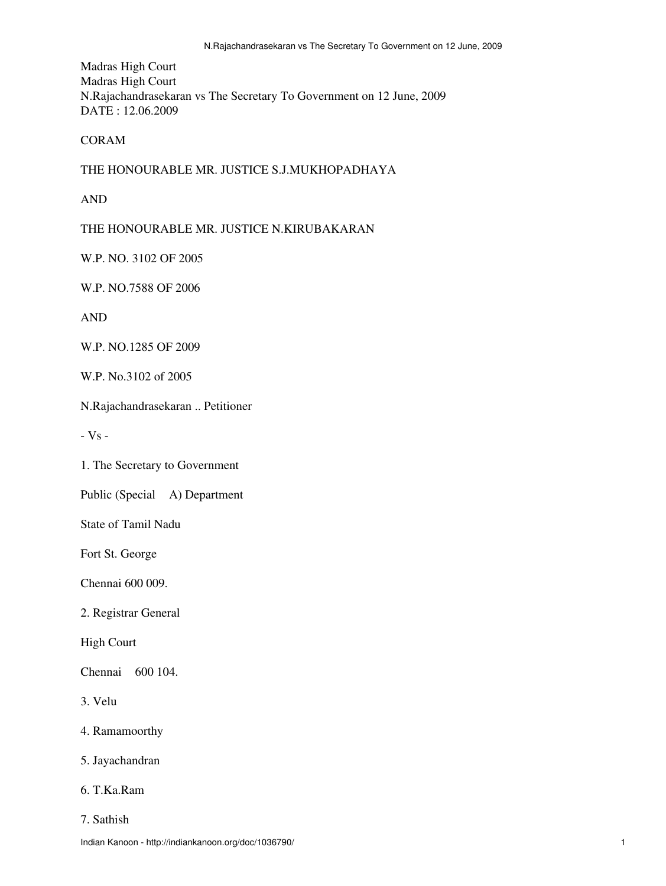Madras High Court

Madras High Court

N.Rajachandrasekaran vs The Secretary To Government on 12 June, 2009

DATE : 12.06.2009

CORAM

THE HONOURABLE MR. JUSTICE S.J.MUKHOPADHAYA

AND

THE HONOURABLE MR. JUSTICE N.KIRUBAKARAN

W.P. NO. 3102 OF 2005

W.P. NO.7588 OF 2006

AND

W.P. NO.1285 OF 2009

W.P. No.3102 of 2005

N.Rajachandrasekaran .. Petitioner

- Vs -

1. The Secretary to Government

Public (Special A) Department

State of Tamil Nadu

Fort St. George

Chennai 600 009.

2. Registrar General

High Court

Chennai 600 104.

3. Velu

4. Ramamoorthy

5. Jayachandran

6. T.Ka.Ram

7. Sathish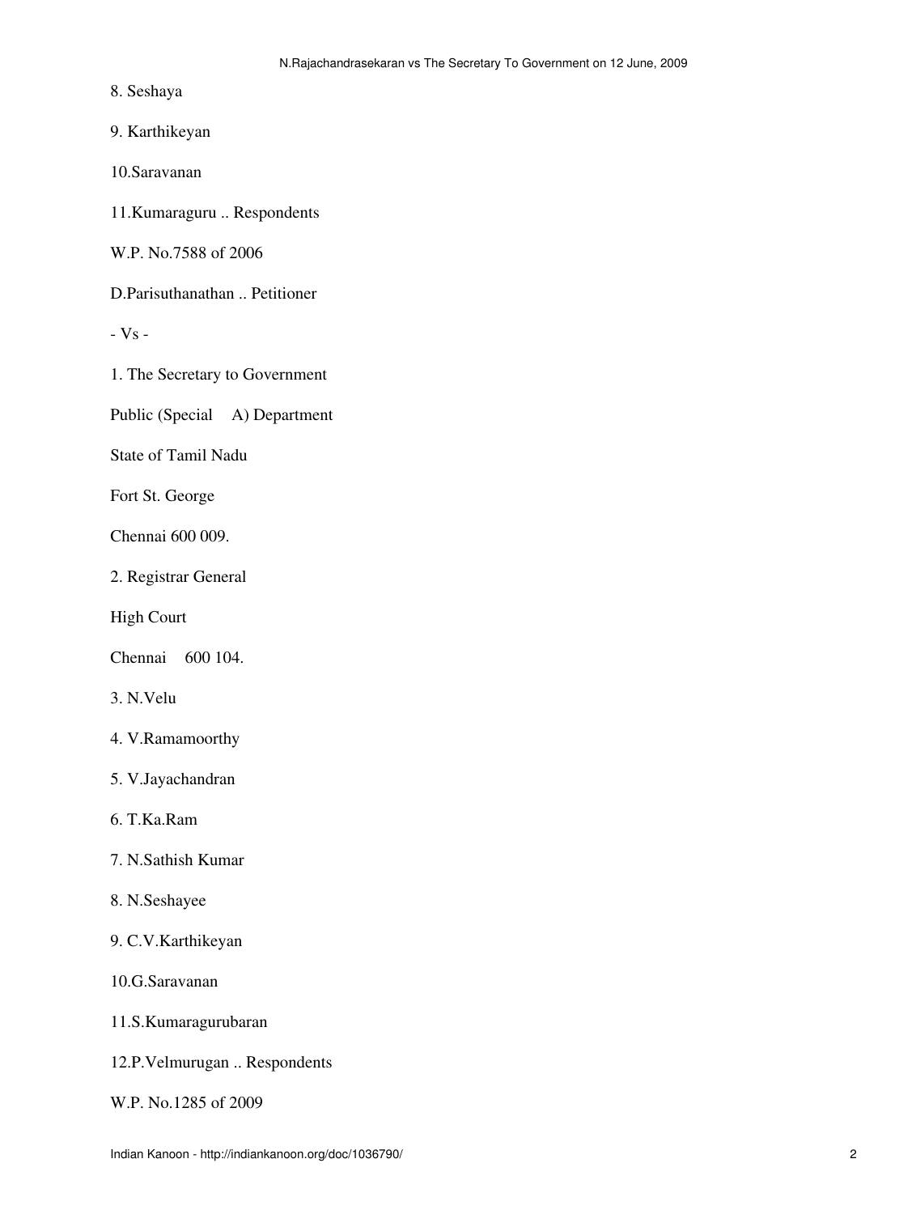8. Seshaya

9. Karthikeyan

10.Saravanan

11.Kumaraguru .. Respondents

W.P. No.7588 of 2006

D.Parisuthanathan .. Petitioner

- Vs -

1. The Secretary to Government

Public (Special A) Department

State of Tamil Nadu

Fort St. George

Chennai 600 009.

2. Registrar General

High Court

Chennai 600 104.

3. N.Velu

4. V.Ramamoorthy

5. V.Jayachandran

6. T.Ka.Ram

7. N.Sathish Kumar

8. N.Seshayee

9. C.V.Karthikeyan

10.G.Saravanan

11.S.Kumaragurubaran

12.P.Velmurugan .. Respondents

W.P. No.1285 of 2009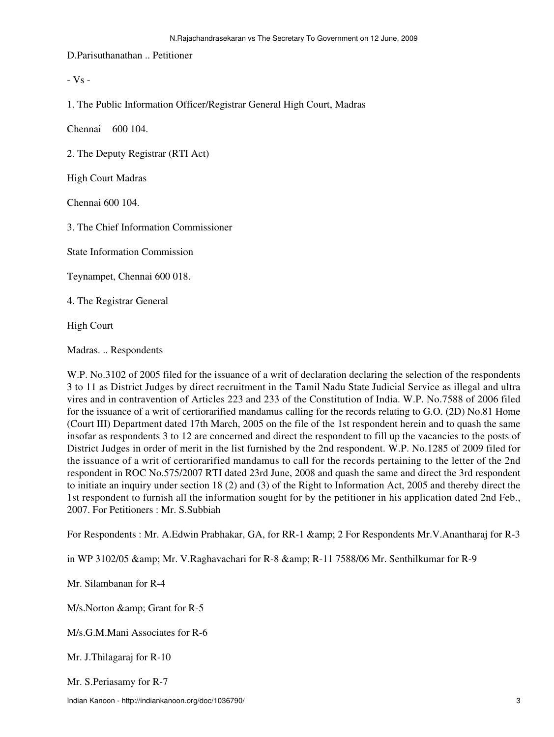D.Parisuthanathan .. Petitioner

- Vs -

1. The Public Information Officer/Registrar General High Court, Madras

Chennai 600 104.

2. The Deputy Registrar (RTI Act)

High Court Madras

Chennai 600 104.

3. The Chief Information Commissioner

State Information Commission

Teynampet, Chennai 600 018.

4. The Registrar General

High Court

Madras. .. Respondents

W.P. No.3102 of 2005 filed for the issuance of a writ of declaration declaring the selection of the respondents 3 to 11 as District Judges by direct recruitment in the Tamil Nadu State Judicial Service as illegal and ultra vires and in contravention of Articles 223 and 233 of the Constitution of India. W.P. No.7588 of 2006 filed for the issuance of a writ of certiorarified mandamus calling for the records relating to G.O. (2D) No.81 Home (Court III) Department dated 17th March, 2005 on the file of the 1st respondent herein and to quash the same insofar as respondents 3 to 12 are concerned and direct the respondent to fill up the vacancies to the posts of District Judges in order of merit in the list furnished by the 2nd respondent. W.P. No.1285 of 2009 filed for the issuance of a writ of certiorarified mandamus to call for the records pertaining to the letter of the 2nd respondent in ROC No.575/2007 RTI dated 23rd June, 2008 and quash the same and direct the 3rd respondent to initiate an inquiry under section 18 (2) and (3) of the Right to Information Act, 2005 and thereby direct the 1st respondent to furnish all the information sought for by the petitioner in his application dated 2nd Feb., 2007. For Petitioners : Mr. S.Subbiah

For Respondents : Mr. A.Edwin Prabhakar, GA, for RR-1 &amp; 2 For Respondents Mr.V.Anantharaj for R-3

in WP 3102/05 &amp; Mr. V.Raghavachari for R-8 &amp; R-11 7588/06 Mr. Senthilkumar for R-9

Mr. Silambanan for R-4

M/s.Norton &amp; Grant for R-5

M/s.G.M.Mani Associates for R-6

Mr. J.Thilagaraj for R-10

Mr. S.Periasamy for R-7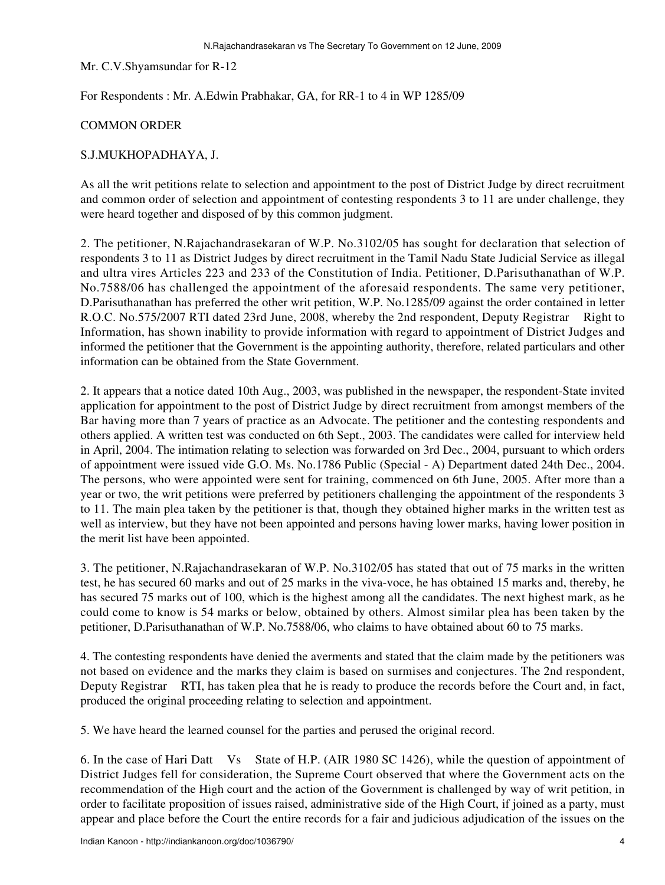Mr. C.V.Shyamsundar for R-12

For Respondents : Mr. A.Edwin Prabhakar, GA, for RR-1 to 4 in WP 1285/09

COMMON ORDER

S.J.MUKHOPADHAYA, J.

As all the writ petitions relate to selection and appointment to the post of District Judge by direct recruitment and common order of selection and appointment of contesting respondents 3 to 11 are under challenge, they were heard together and disposed of by this common judgment.

2. The petitioner, N.Rajachandrasekaran of W.P. No.3102/05 has sought for declaration that selection of respondents 3 to 11 as District Judges by direct recruitment in the Tamil Nadu State Judicial Service as illegal and ultra vires Articles 223 and 233 of the Constitution of India. Petitioner, D.Parisuthanathan of W.P. No.7588/06 has challenged the appointment of the aforesaid respondents. The same very petitioner, D.Parisuthanathan has preferred the other writ petition, W.P. No.1285/09 against the order contained in letter R.O.C. No.575/2007 RTI dated 23rd June, 2008, whereby the 2nd respondent, Deputy Registrar Right to Information, has shown inability to provide information with regard to appointment of District Judges and informed the petitioner that the Government is the appointing authority, therefore, related particulars and other information can be obtained from the State Government.

2. It appears that a notice dated 10th Aug., 2003, was published in the newspaper, the respondent-State invited application for appointment to the post of District Judge by direct recruitment from amongst members of the Bar having more than 7 years of practice as an Advocate. The petitioner and the contesting respondents and others applied. A written test was conducted on 6th Sept., 2003. The candidates were called for interview held in April, 2004. The intimation relating to selection was forwarded on 3rd Dec., 2004, pursuant to which orders of appointment were issued vide G.O. Ms. No.1786 Public (Special - A) Department dated 24th Dec., 2004. The persons, who were appointed were sent for training, commenced on 6th June, 2005. After more than a year or two, the writ petitions were preferred by petitioners challenging the appointment of the respondents 3 to 11. The main plea taken by the petitioner is that, though they obtained higher marks in the written test as well as interview, but they have not been appointed and persons having lower marks, having lower position in the merit list have been appointed.

3. The petitioner, N.Rajachandrasekaran of W.P. No.3102/05 has stated that out of 75 marks in the written test, he has secured 60 marks and out of 25 marks in the viva-voce, he has obtained 15 marks and, thereby, he has secured 75 marks out of 100, which is the highest among all the candidates. The next highest mark, as he could come to know is 54 marks or below, obtained by others. Almost similar plea has been taken by the petitioner, D.Parisuthanathan of W.P. No.7588/06, who claims to have obtained about 60 to 75 marks.

4. The contesting respondents have denied the averments and stated that the claim made by the petitioners was not based on evidence and the marks they claim is based on surmises and conjectures. The 2nd respondent, Deputy Registrar RTI, has taken plea that he is ready to produce the records before the Court and, in fact, produced the original proceeding relating to selection and appointment.

5. We have heard the learned counsel for the parties and perused the original record.

6. In the case of Hari Datt Vs State of H.P. (AIR 1980 SC 1426), while the question of appointment of District Judges fell for consideration, the Supreme Court observed that where the Government acts on the recommendation of the High court and the action of the Government is challenged by way of writ petition, in order to facilitate proposition of issues raised, administrative side of the High Court, if joined as a party, must appear and place before the Court the entire records for a fair and judicious adjudication of the issues on the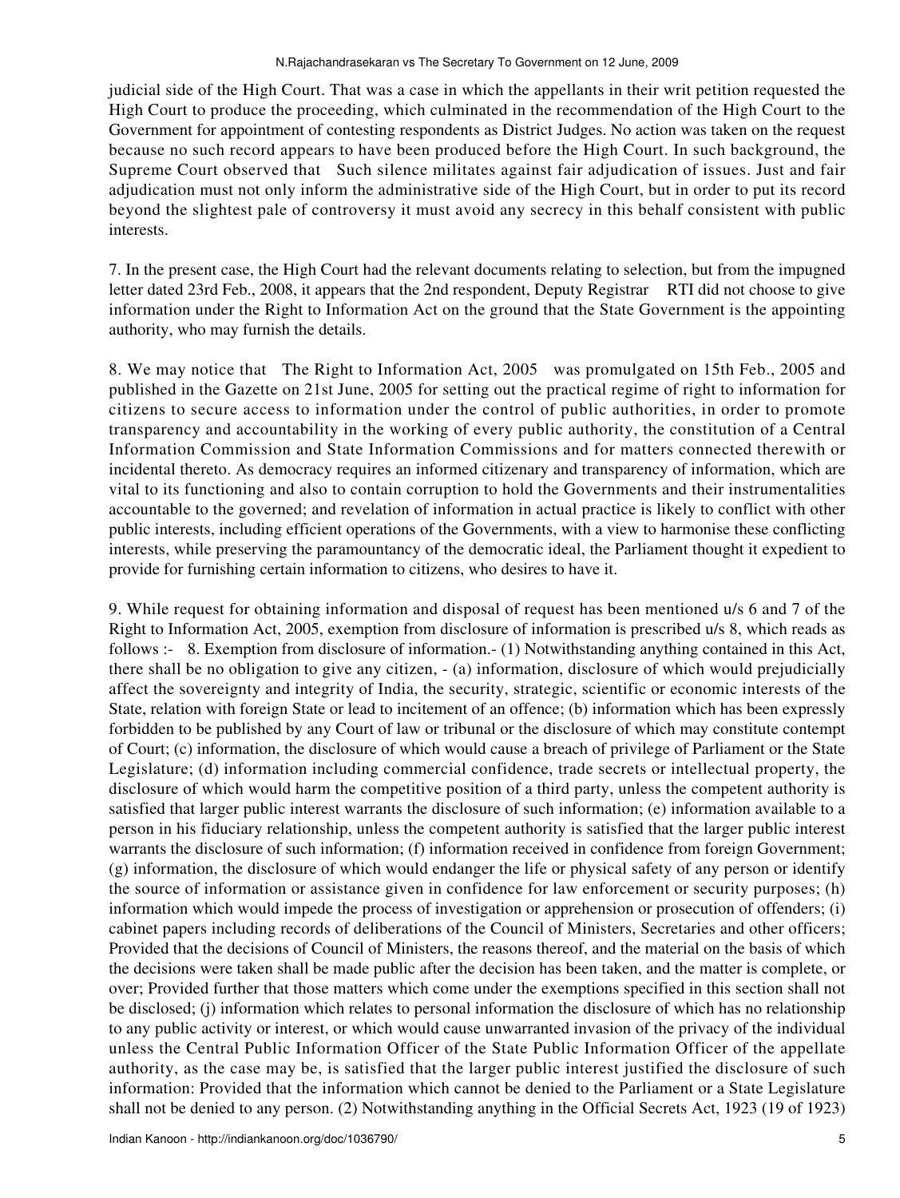judicial side of the High Court. That was a case in which the appellants in their writ petition requested the High Court to produce the proceeding, which culminated in the recommendation of the High Court to the Government for appointment of contesting respondents as District Judges. No action was taken on the request because no such record appears to have been produced before the High Court. In such background, the Supreme Court observed that Such silence militates against fair adjudication of issues. Just and fair adjudication must not only inform the administrative side of the High Court, but in order to put its record beyond the slightest pale of controversy it must avoid any secrecy in this behalf consistent with public interests.

7. In the present case, the High Court had the relevant documents relating to selection, but from the impugned letter dated 23rd Feb., 2008, it appears that the 2nd respondent, Deputy Registrar RTI did not choose to give information under the Right to Information Act on the ground that the State Government is the appointing authority, who may furnish the details.

8. We may notice that The Right to Information Act, 2005 was promulgated on 15th Feb., 2005 and published in the Gazette on 21st June, 2005 for setting out the practical regime of right to information for citizens to secure access to information under the control of public authorities, in order to promote transparency and accountability in the working of every public authority, the constitution of a Central Information Commission and State Information Commissions and for matters connected therewith or incidental thereto. As democracy requires an informed citizenary and transparency of information, which are vital to its functioning and also to contain corruption to hold the Governments and their instrumentalities accountable to the governed; and revelation of information in actual practice is likely to conflict with other public interests, including efficient operations of the Governments, with a view to harmonise these conflicting interests, while preserving the paramountancy of the democratic ideal, the Parliament thought it expedient to provide for furnishing certain information to citizens, who desires to have it.

9. While request for obtaining information and disposal of request has been mentioned u/s 6 and 7 of the Right to Information Act, 2005, exemption from disclosure of information is prescribed u/s 8, which reads as follows :- 8. Exemption from disclosure of information.- (1) Notwithstanding anything contained in this Act, there shall be no obligation to give any citizen, - (a) information, disclosure of which would prejudicially affect the sovereignty and integrity of India, the security, strategic, scientific or economic interests of the State, relation with foreign State or lead to incitement of an offence; (b) information which has been expressly forbidden to be published by any Court of law or tribunal or the disclosure of which may constitute contempt of Court; (c) information, the disclosure of which would cause a breach of privilege of Parliament or the State Legislature; (d) information including commercial confidence, trade secrets or intellectual property, the disclosure of which would harm the competitive position of a third party, unless the competent authority is satisfied that larger public interest warrants the disclosure of such information; (e) information available to a person in his fiduciary relationship, unless the competent authority is satisfied that the larger public interest warrants the disclosure of such information; (f) information received in confidence from foreign Government; (g) information, the disclosure of which would endanger the life or physical safety of any person or identify the source of information or assistance given in confidence for law enforcement or security purposes; (h) information which would impede the process of investigation or apprehension or prosecution of offenders; (i) cabinet papers including records of deliberations of the Council of Ministers, Secretaries and other officers; Provided that the decisions of Council of Ministers, the reasons thereof, and the material on the basis of which the decisions were taken shall be made public after the decision has been taken, and the matter is complete, or over; Provided further that those matters which come under the exemptions specified in this section shall not be disclosed; (j) information which relates to personal information the disclosure of which has no relationship to any public activity or interest, or which would cause unwarranted invasion of the privacy of the individual unless the Central Public Information Officer of the State Public Information Officer of the appellate authority, as the case may be, is satisfied that the larger public interest justified the disclosure of such information: Provided that the information which cannot be denied to the Parliament or a State Legislature shall not be denied to any person. (2) Notwithstanding anything in the Official Secrets Act, 1923 (19 of 1923)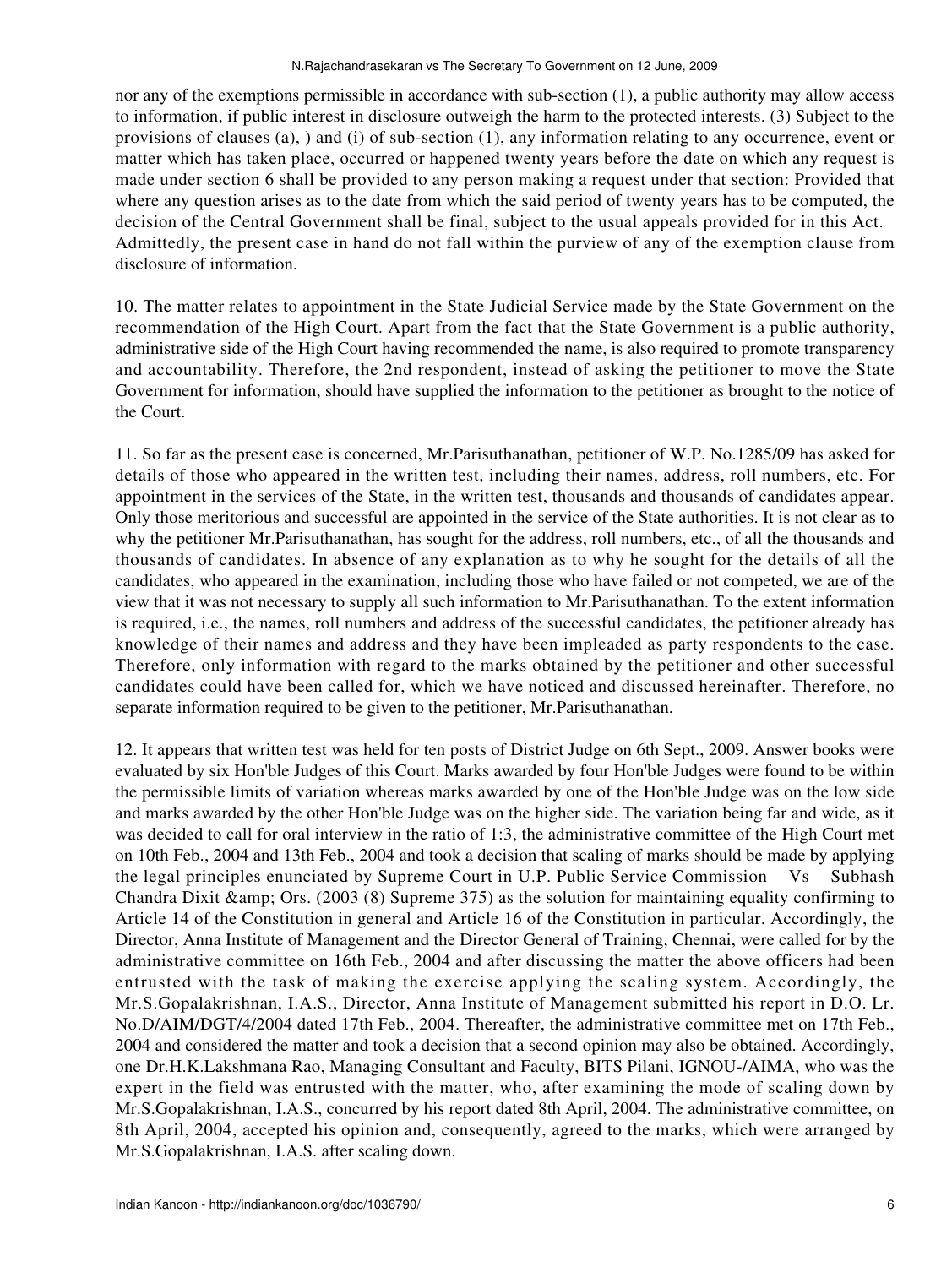nor any of the exemptions permissible in accordance with sub-section (1), a public authority may allow access to information, if public interest in disclosure outweigh the harm to the protected interests. (3) Subject to the provisions of clauses (a), ) and (i) of sub-section (1), any information relating to any occurrence, event or matter which has taken place, occurred or happened twenty years before the date on which any request is made under section 6 shall be provided to any person making a request under that section: Provided that where any question arises as to the date from which the said period of twenty years has to be computed, the decision of the Central Government shall be final, subject to the usual appeals provided for in this Act. Admittedly, the present case in hand do not fall within the purview of any of the exemption clause from disclosure of information.

10. The matter relates to appointment in the State Judicial Service made by the State Government on the recommendation of the High Court. Apart from the fact that the State Government is a public authority, administrative side of the High Court having recommended the name, is also required to promote transparency and accountability. Therefore, the 2nd respondent, instead of asking the petitioner to move the State Government for information, should have supplied the information to the petitioner as brought to the notice of the Court.

11. So far as the present case is concerned, Mr.Parisuthanathan, petitioner of W.P. No.1285/09 has asked for details of those who appeared in the written test, including their names, address, roll numbers, etc. For appointment in the services of the State, in the written test, thousands and thousands of candidates appear. Only those meritorious and successful are appointed in the service of the State authorities. It is not clear as to why the petitioner Mr.Parisuthanathan, has sought for the address, roll numbers, etc., of all the thousands and thousands of candidates. In absence of any explanation as to why he sought for the details of all the candidates, who appeared in the examination, including those who have failed or not competed, we are of the view that it was not necessary to supply all such information to Mr.Parisuthanathan. To the extent information is required, i.e., the names, roll numbers and address of the successful candidates, the petitioner already has knowledge of their names and address and they have been impleaded as party respondents to the case. Therefore, only information with regard to the marks obtained by the petitioner and other successful candidates could have been called for, which we have noticed and discussed hereinafter. Therefore, no separate information required to be given to the petitioner, Mr.Parisuthanathan.

12. It appears that written test was held for ten posts of District Judge on 6th Sept., 2009. Answer books were evaluated by six Hon'ble Judges of this Court. Marks awarded by four Hon'ble Judges were found to be within the permissible limits of variation whereas marks awarded by one of the Hon'ble Judge was on the low side and marks awarded by the other Hon'ble Judge was on the higher side. The variation being far and wide, as it was decided to call for oral interview in the ratio of 1:3, the administrative committee of the High Court met on 10th Feb., 2004 and 13th Feb., 2004 and took a decision that scaling of marks should be made by applying the legal principles enunciated by Supreme Court in U.P. Public Service Commission Vs Subhash Chandra Dixit &amp; Ors. (2003 (8) Supreme 375) as the solution for maintaining equality confirming to Article 14 of the Constitution in general and Article 16 of the Constitution in particular. Accordingly, the Director, Anna Institute of Management and the Director General of Training, Chennai, were called for by the administrative committee on 16th Feb., 2004 and after discussing the matter the above officers had been entrusted with the task of making the exercise applying the scaling system. Accordingly, the Mr.S.Gopalakrishnan, I.A.S., Director, Anna Institute of Management submitted his report in D.O. Lr. No.D/AIM/DGT/4/2004 dated 17th Feb., 2004. Thereafter, the administrative committee met on 17th Feb., 2004 and considered the matter and took a decision that a second opinion may also be obtained. Accordingly, one Dr.H.K.Lakshmana Rao, Managing Consultant and Faculty, BITS Pilani, IGNOU-/AIMA, who was the expert in the field was entrusted with the matter, who, after examining the mode of scaling down by Mr.S.Gopalakrishnan, I.A.S., concurred by his report dated 8th April, 2004. The administrative committee, on 8th April, 2004, accepted his opinion and, consequently, agreed to the marks, which were arranged by Mr.S.Gopalakrishnan, I.A.S. after scaling down.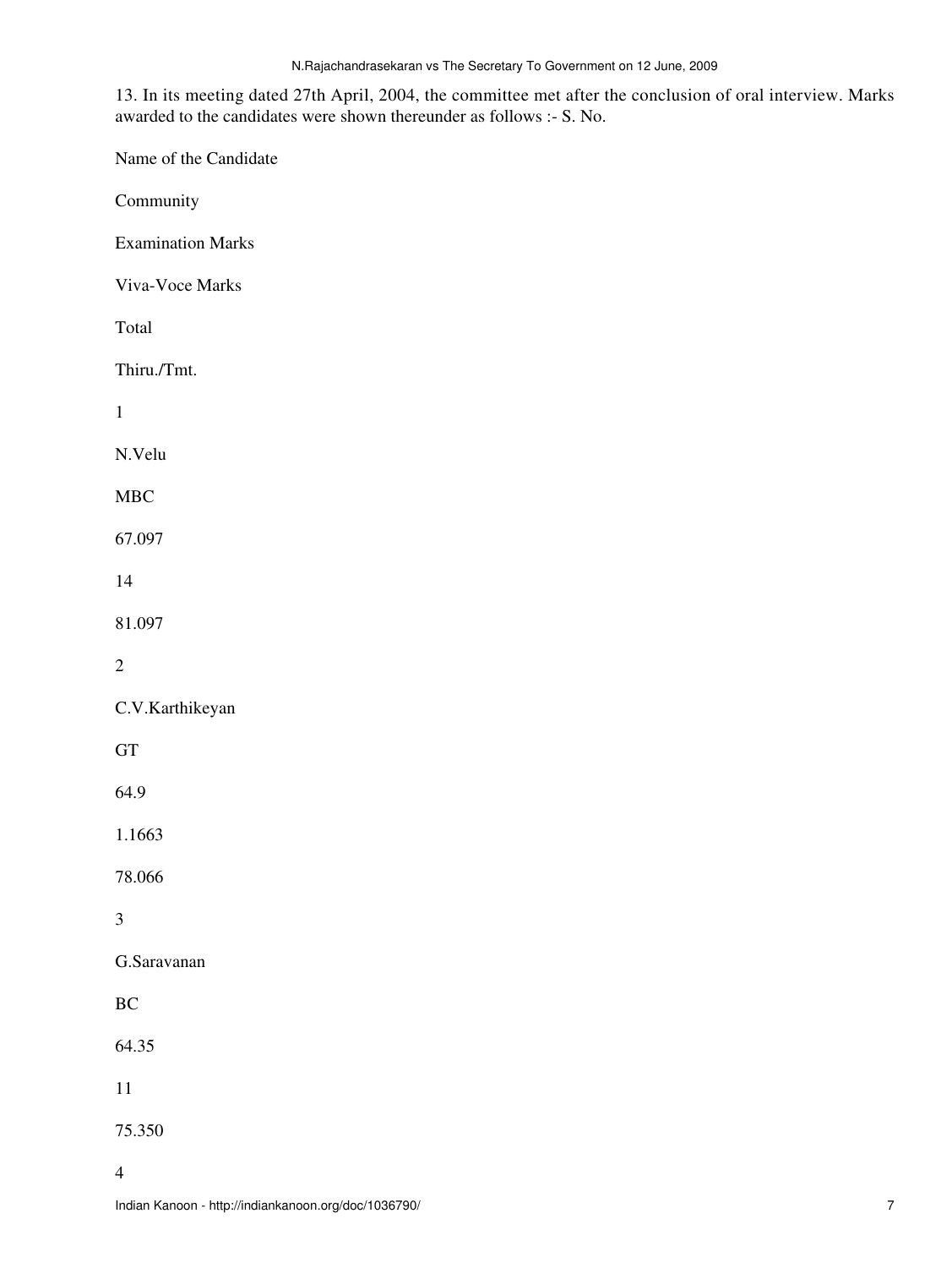13. In its meeting dated 27th April, 2004, the committee met after the conclusion of oral interview. Marks awarded to the candidates were shown thereunder as follows :- S. No.

| S. No. | Name of the Candidate | Community | Examination Marks | Viva-Voce Marks | Total |
|---|---|---|---|---|---|
| | Thiru./Tmt. | | | | |
| 1 | N.Velu | MBC | 67.097 | 14 | 81.097 |
| 2 | C.V.Karthikeyan | GT | 64.9 | 1.1663 | 78.066 |
| 3 | G.Saravanan | BC | 64.35 | 11 | 75.350 |
| 4 | | | | | |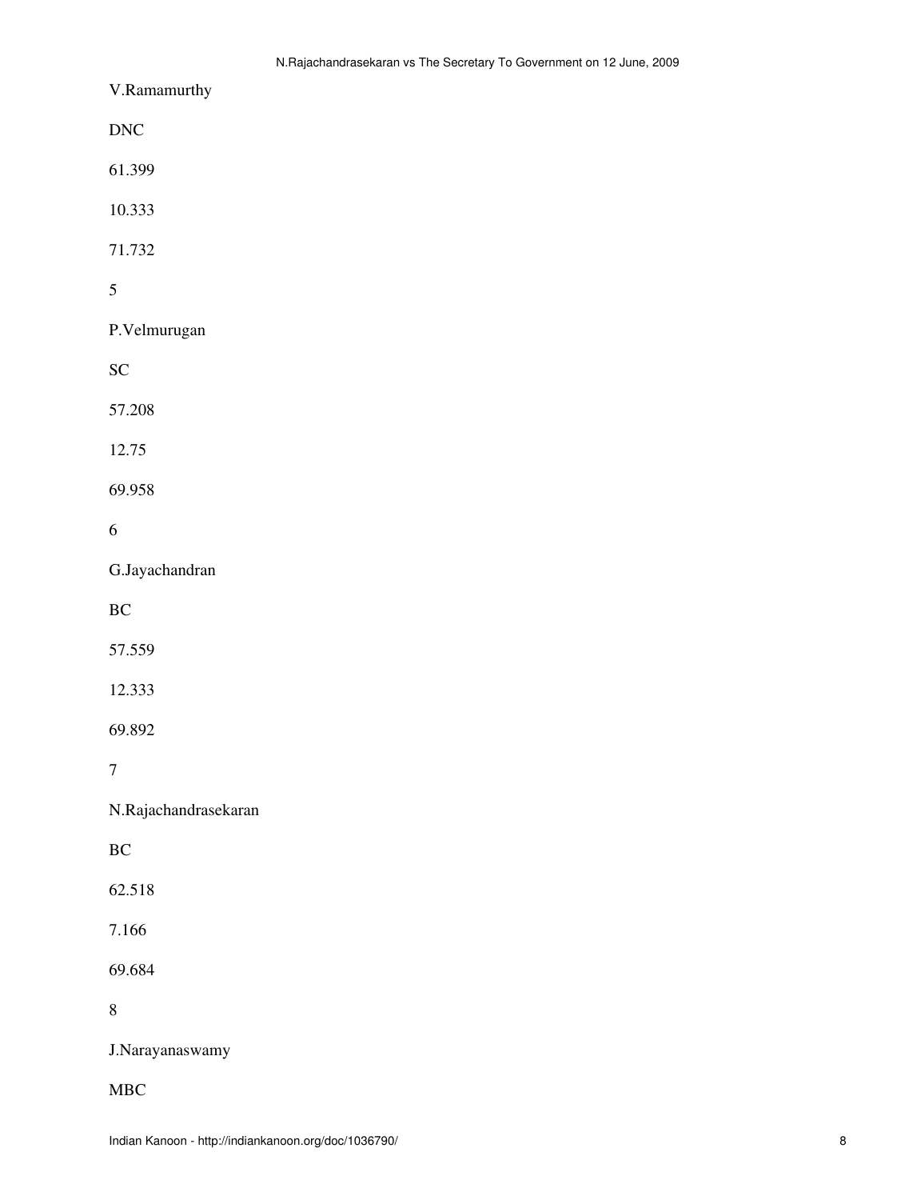V.Ramamurthy

DNC

61.399

10.333

71.732

5

P.Velmurugan

SC

57.208

12.75

69.958

6

G.Jayachandran

BC

57.559

12.333

69.892

7

N.Rajachandrasekaran

BC

62.518

7.166

69.684

8

J.Narayanaswamy

MBC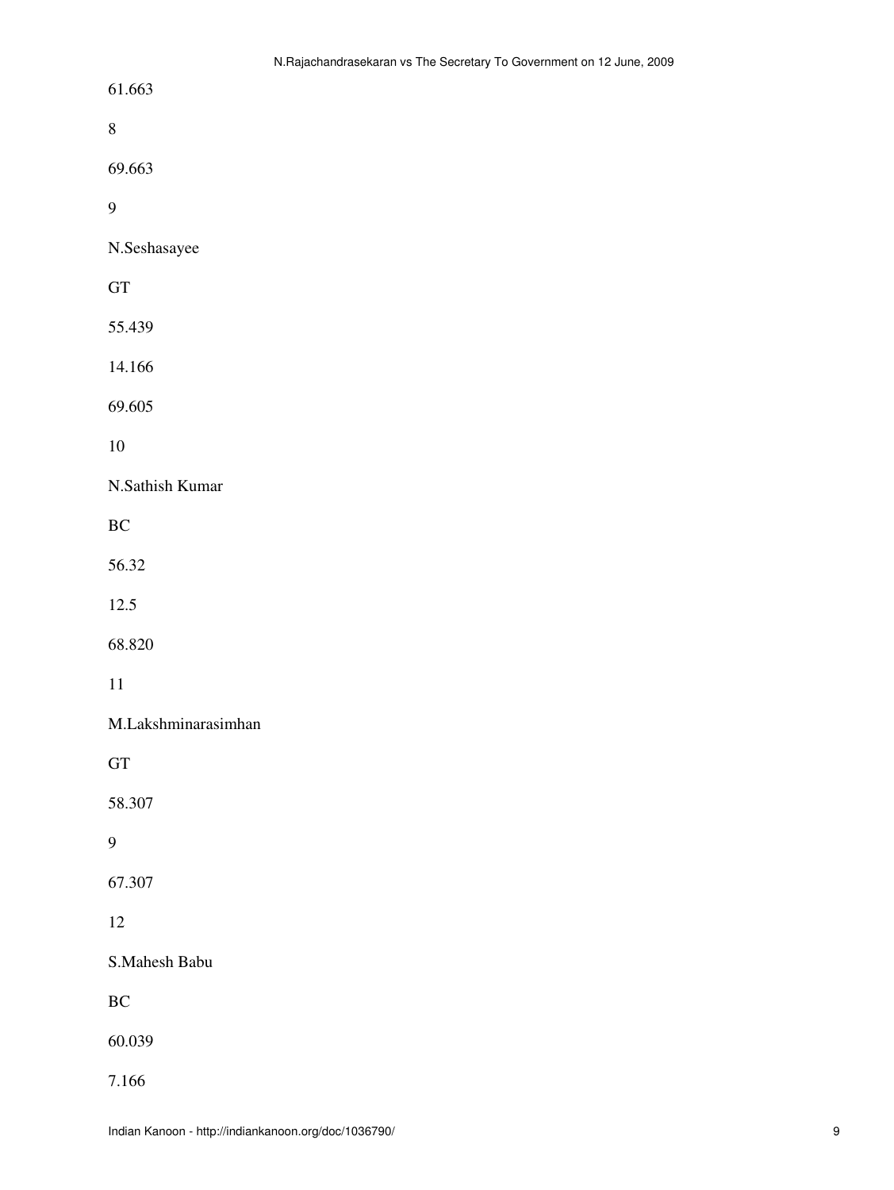61.663

8

69.663

9

N.Seshasayee

GT

55.439

14.166

69.605

10

N.Sathish Kumar

BC

56.32

12.5

68.820

11

M.Lakshminarasimhan

GT

58.307

9

67.307

12

S.Mahesh Babu

BC

60.039

7.166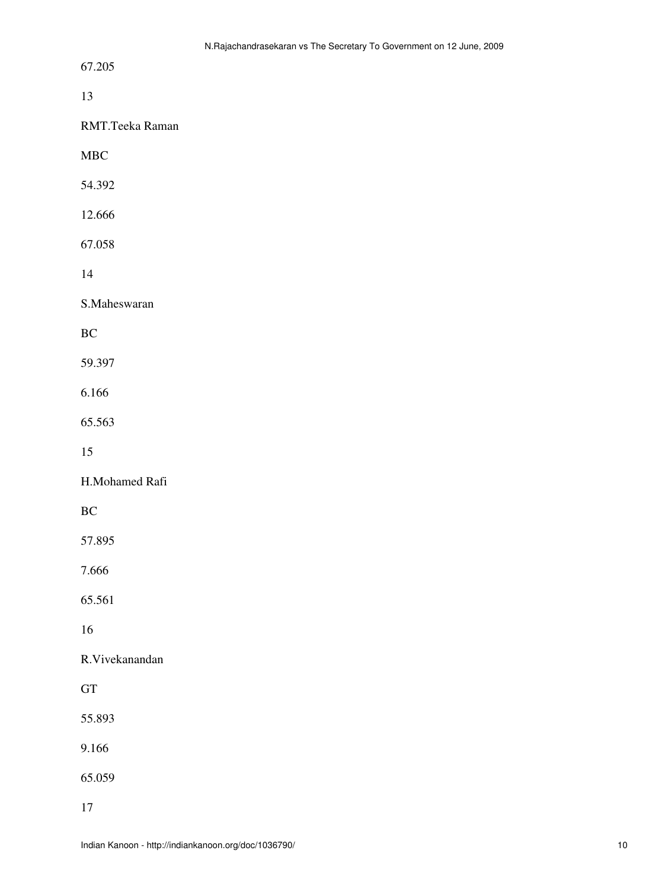67.205

13

RMT.Teeka Raman

MBC

54.392

12.666

67.058

14

S.Maheswaran

BC

59.397

6.166

65.563

15

H.Mohamed Rafi

BC

57.895

7.666

65.561

16

R.Vivekanandan

GT

55.893

9.166

65.059

17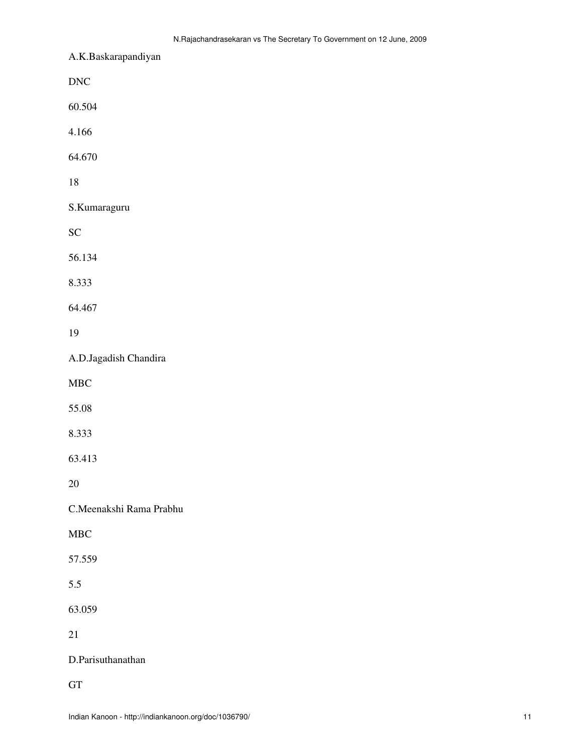A.K.Baskarapandiyan

DNC

60.504

4.166

64.670

18

S.Kumaraguru

SC

56.134

8.333

64.467

19

A.D.Jagadish Chandira

MBC

55.08

8.333

63.413

20

C.Meenakshi Rama Prabhu

MBC

57.559

5.5

63.059

21

D.Parisuthanathan

GT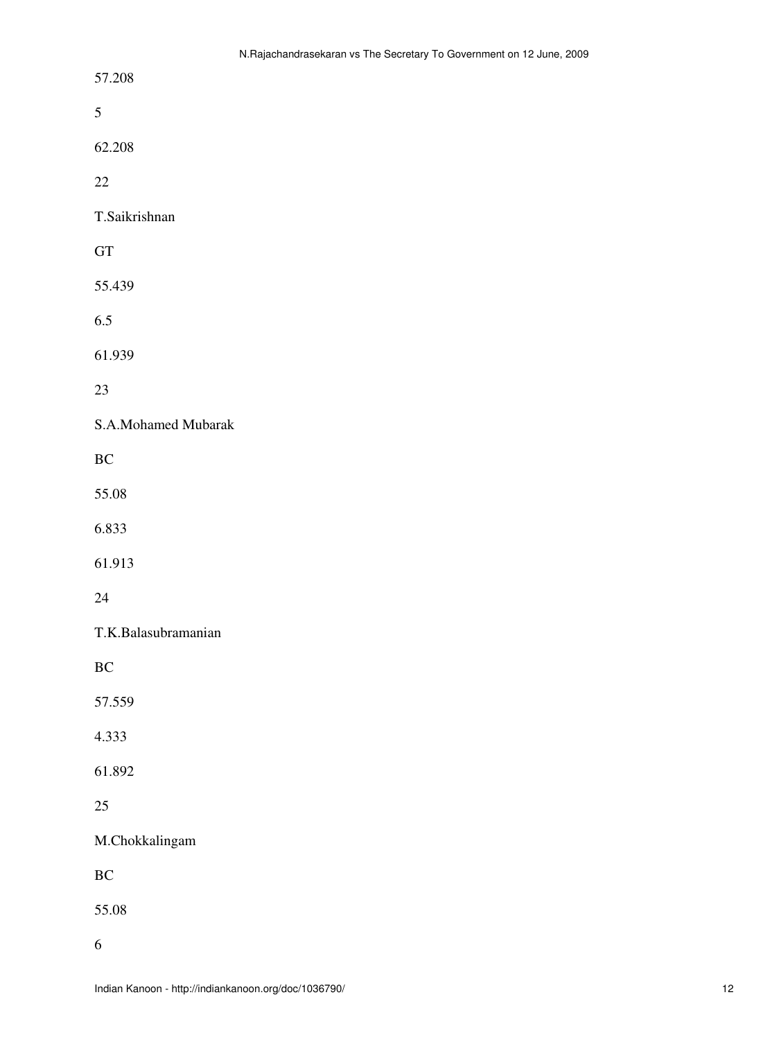57.208

5

62.208

22

T.Saikrishnan

GT

55.439

6.5

61.939

23

S.A.Mohamed Mubarak

BC

55.08

6.833

61.913

24

T.K.Balasubramanian

BC

57.559

4.333

61.892

25

M.Chokkalingam

BC

55.08

6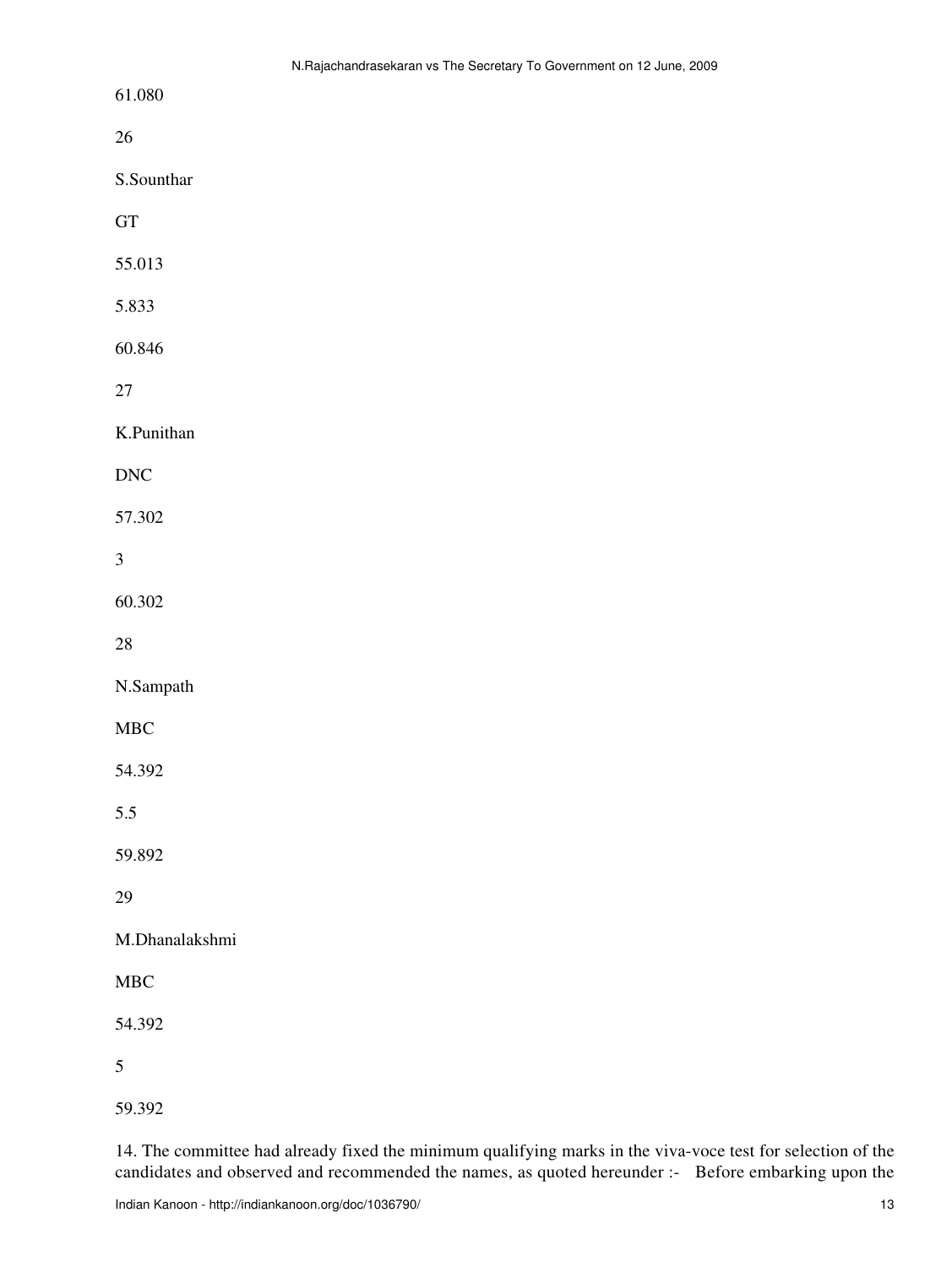61.080

26

S.Sounthar

GT

55.013

5.833

60.846

27

K.Punithan

DNC

57.302

3

60.302

28

N.Sampath

MBC

54.392

5.5

59.892

29

M.Dhanalakshmi

MBC

54.392

5

59.392

14. The committee had already fixed the minimum qualifying marks in the viva-voce test for selection of the candidates and observed and recommended the names, as quoted hereunder :- Before embarking upon the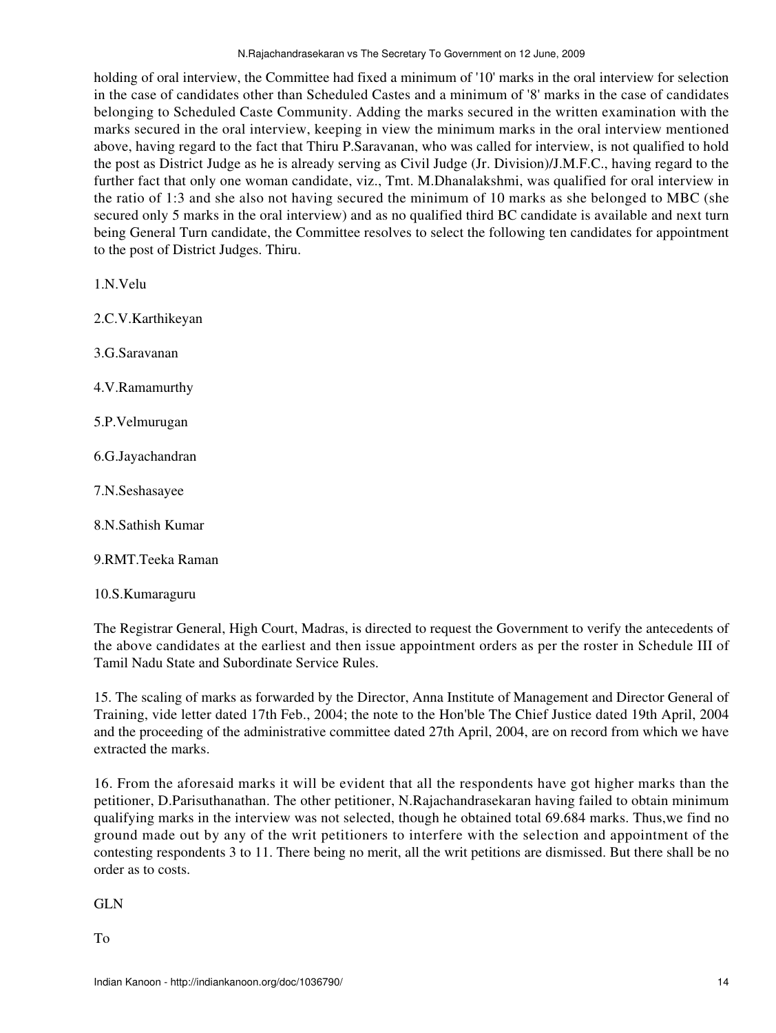holding of oral interview, the Committee had fixed a minimum of '10' marks in the oral interview for selection in the case of candidates other than Scheduled Castes and a minimum of '8' marks in the case of candidates belonging to Scheduled Caste Community. Adding the marks secured in the written examination with the marks secured in the oral interview, keeping in view the minimum marks in the oral interview mentioned above, having regard to the fact that Thiru P.Saravanan, who was called for interview, is not qualified to hold the post as District Judge as he is already serving as Civil Judge (Jr. Division)/J.M.F.C., having regard to the further fact that only one woman candidate, viz., Tmt. M.Dhanalakshmi, was qualified for oral interview in the ratio of 1:3 and she also not having secured the minimum of 10 marks as she belonged to MBC (she secured only 5 marks in the oral interview) and as no qualified third BC candidate is available and next turn being General Turn candidate, the Committee resolves to select the following ten candidates for appointment to the post of District Judges. Thiru.

1.N.Velu

2.C.V.Karthikeyan

3.G.Saravanan

4.V.Ramamurthy

5.P.Velmurugan

6.G.Jayachandran

7.N.Seshasayee

8.N.Sathish Kumar

9.RMT.Teeka Raman

10.S.Kumaraguru

The Registrar General, High Court, Madras, is directed to request the Government to verify the antecedents of the above candidates at the earliest and then issue appointment orders as per the roster in Schedule III of Tamil Nadu State and Subordinate Service Rules.

15. The scaling of marks as forwarded by the Director, Anna Institute of Management and Director General of Training, vide letter dated 17th Feb., 2004; the note to the Hon'ble The Chief Justice dated 19th April, 2004 and the proceeding of the administrative committee dated 27th April, 2004, are on record from which we have extracted the marks.

16. From the aforesaid marks it will be evident that all the respondents have got higher marks than the petitioner, D.Parisuthanathan. The other petitioner, N.Rajachandrasekaran having failed to obtain minimum qualifying marks in the interview was not selected, though he obtained total 69.684 marks. Thus,we find no ground made out by any of the writ petitioners to interfere with the selection and appointment of the contesting respondents 3 to 11. There being no merit, all the writ petitions are dismissed. But there shall be no order as to costs.

GLN

To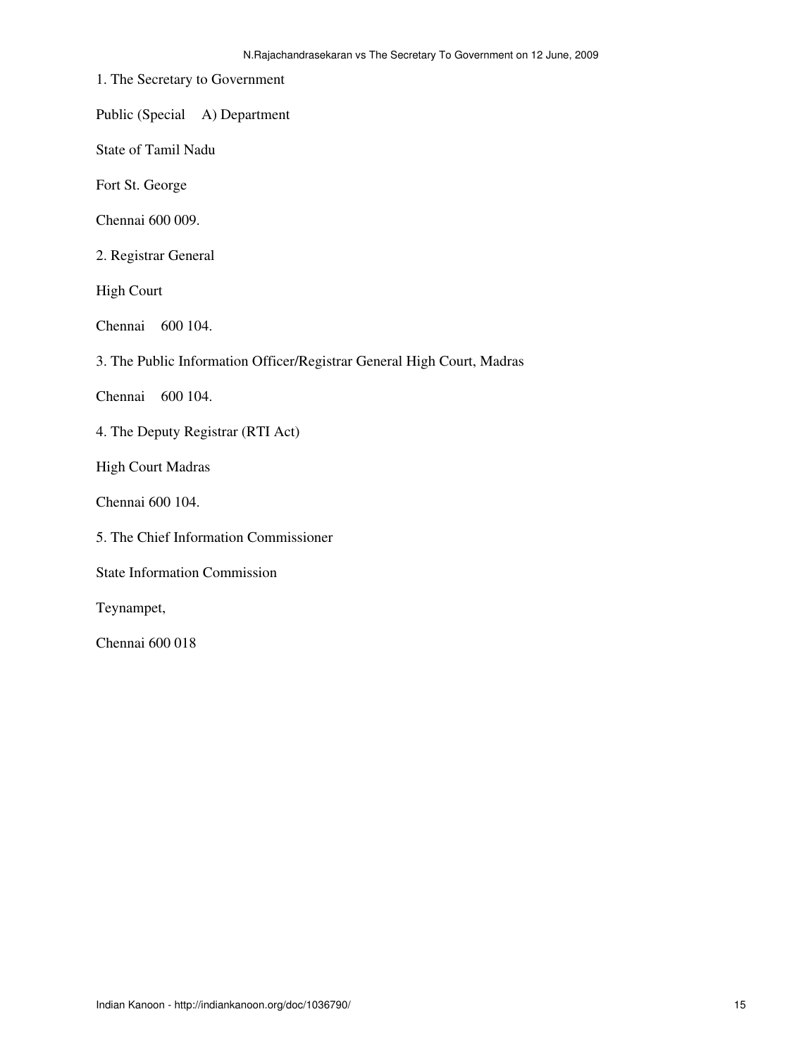1. The Secretary to Government

Public (Special A) Department

State of Tamil Nadu

Fort St. George

Chennai 600 009.

2. Registrar General

High Court

Chennai 600 104.

3. The Public Information Officer/Registrar General High Court, Madras

Chennai 600 104.

4. The Deputy Registrar (RTI Act)

High Court Madras

Chennai 600 104.

5. The Chief Information Commissioner

State Information Commission

Teynampet,

Chennai 600 018